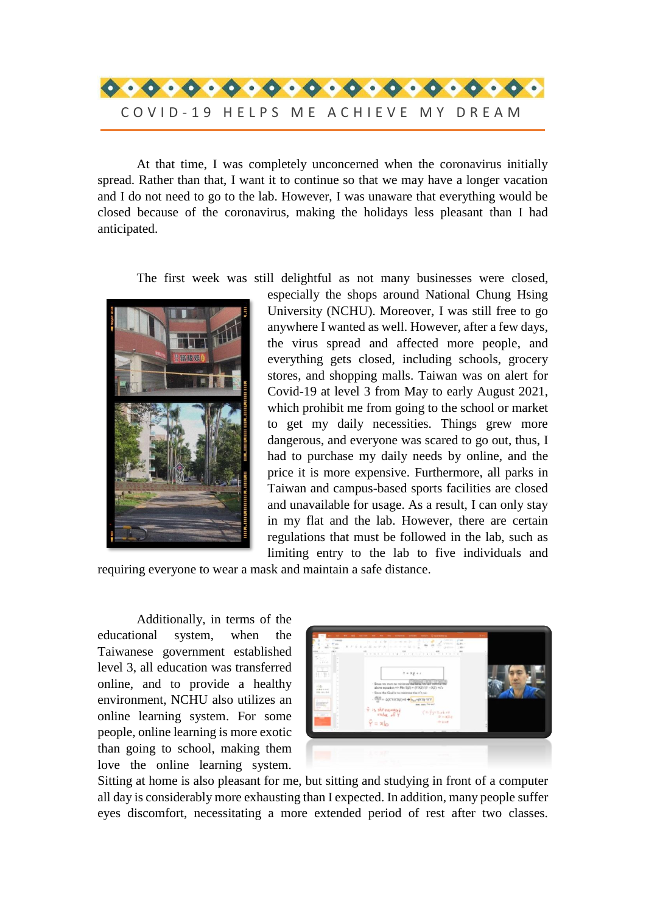# COVID-19 HELPS ME ACHIEVE MY DREAM

At that time, I was completely unconcerned when the coronavirus initially spread. Rather than that, I want it to continue so that we may have a longer vacation and I do not need to go to the lab. However, I was unaware that everything would be closed because of the coronavirus, making the holidays less pleasant than I had anticipated.

The first week was still delightful as not many businesses were closed, especially the shops around National Chung Hsing University (NCHU). Moreover, I was still free to go anywhere I wanted as well. However, after a few days, the virus spread and affected more people, and everything gets closed, including schools, grocery stores, and shopping malls. Taiwan was on alert for Covid-19 at level 3 from May to early August 2021, which prohibit me from going to the school or market to get my daily necessities. Things grew more dangerous, and everyone was scared to go out, thus, I had to purchase my daily needs by online, and the price it is more expensive. Furthermore, all parks in Taiwan and campus-based sports facilities are closed and unavailable for usage. As a result, I can only stay in my flat and the lab. However, there are certain regulations that must be followed in the lab, such as limiting entry to the lab to five individuals and requiring everyone to wear a mask and maintain a safe distance.

Additionally, in terms of the educational system, when the Taiwanese government established level 3, all education was transferred online, and to provide a healthy environment, NCHU also utilizes an online learning system. For some people, online learning is more exotic than going to school, making them love the online learning system. Sitting at home is also pleasant for me, but sitting and studying in front of a computer all day is considerably more exhausting than I expected. In addition, many people suffer eyes discomfort, necessitating a more extended period of rest after two classes.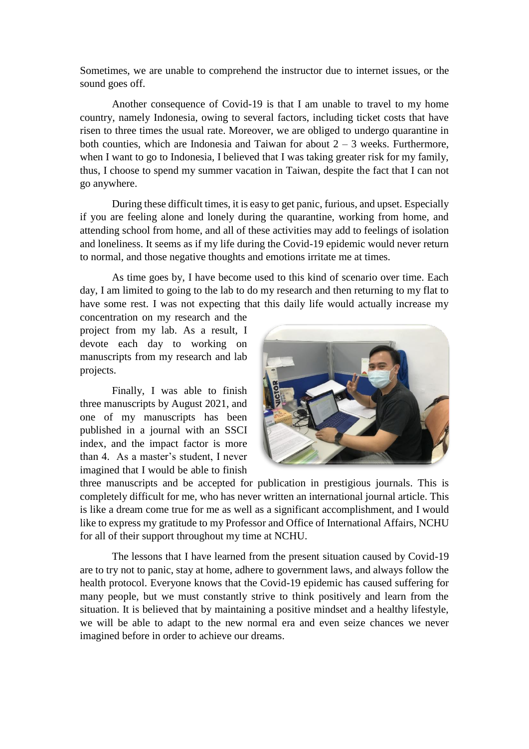Sometimes, we are unable to comprehend the instructor due to internet issues, or the sound goes off.

Another consequence of Covid-19 is that I am unable to travel to my home country, namely Indonesia, owing to several factors, including ticket costs that have risen to three times the usual rate. Moreover, we are obliged to undergo quarantine in both counties, which are Indonesia and Taiwan for about 2 – 3 weeks. Furthermore, when I want to go to Indonesia, I believed that I was taking greater risk for my family, thus, I choose to spend my summer vacation in Taiwan, despite the fact that I can not go anywhere.

During these difficult times, it is easy to get panic, furious, and upset. Especially if you are feeling alone and lonely during the quarantine, working from home, and attending school from home, and all of these activities may add to feelings of isolation and loneliness. It seems as if my life during the Covid-19 epidemic would never return to normal, and those negative thoughts and emotions irritate me at times.

As time goes by, I have become used to this kind of scenario over time. Each day, I am limited to going to the lab to do my research and then returning to my flat to have some rest. I was not expecting that this daily life would actually increase my concentration on my research and the project from my lab. As a result, I devote each day to working on manuscripts from my research and lab projects.

Finally, I was able to finish three manuscripts by August 2021, and one of my manuscripts has been published in a journal with an SSCI index, and the impact factor is more than 4. As a master's student, I never imagined that I would be able to finish three manuscripts and be accepted for publication in prestigious journals. This is completely difficult for me, who has never written an international journal article. This is like a dream come true for me as well as a significant accomplishment, and I would like to express my gratitude to my Professor and Office of International Affairs, NCHU for all of their support throughout my time at NCHU.

The lessons that I have learned from the present situation caused by Covid-19 are to try not to panic, stay at home, adhere to government laws, and always follow the health protocol. Everyone knows that the Covid-19 epidemic has caused suffering for many people, but we must constantly strive to think positively and learn from the situation. It is believed that by maintaining a positive mindset and a healthy lifestyle, we will be able to adapt to the new normal era and even seize chances we never imagined before in order to achieve our dreams.